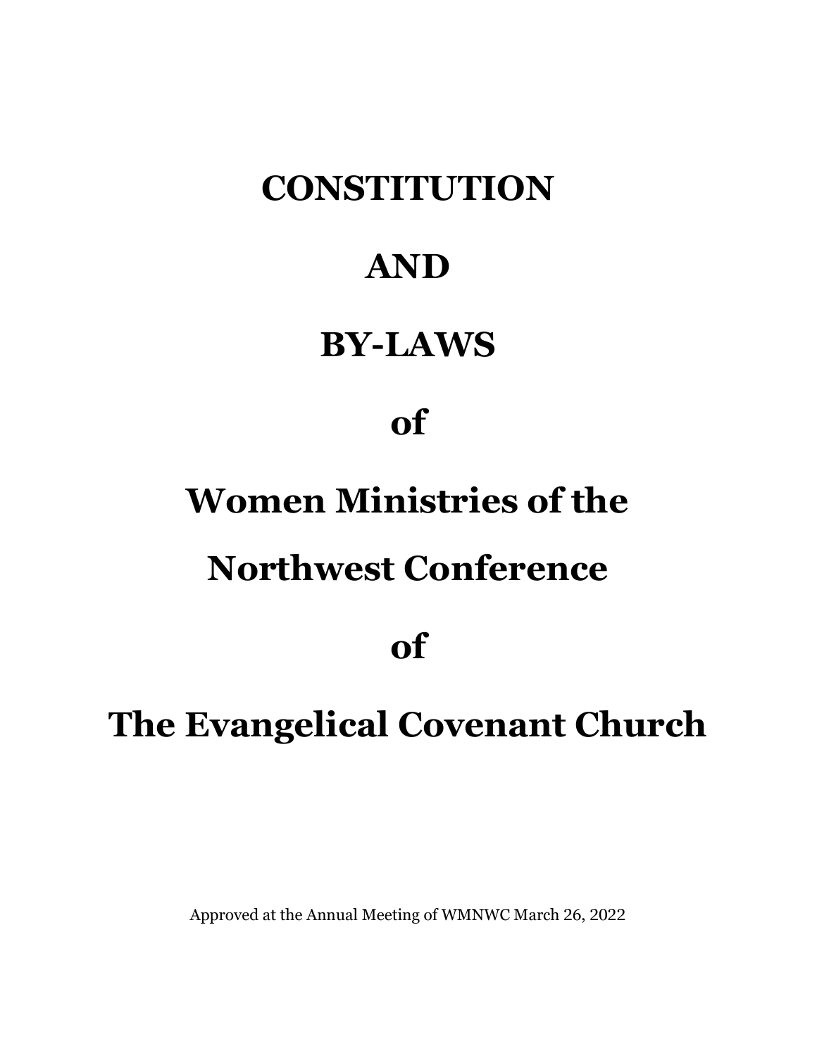# CONSTITUTION

# AND

# BY-LAWS

# of

# Women Ministries of the

# Northwest Conference

# of

# The Evangelical Covenant Church

Approved at the Annual Meeting of WMNWC March 26, 2022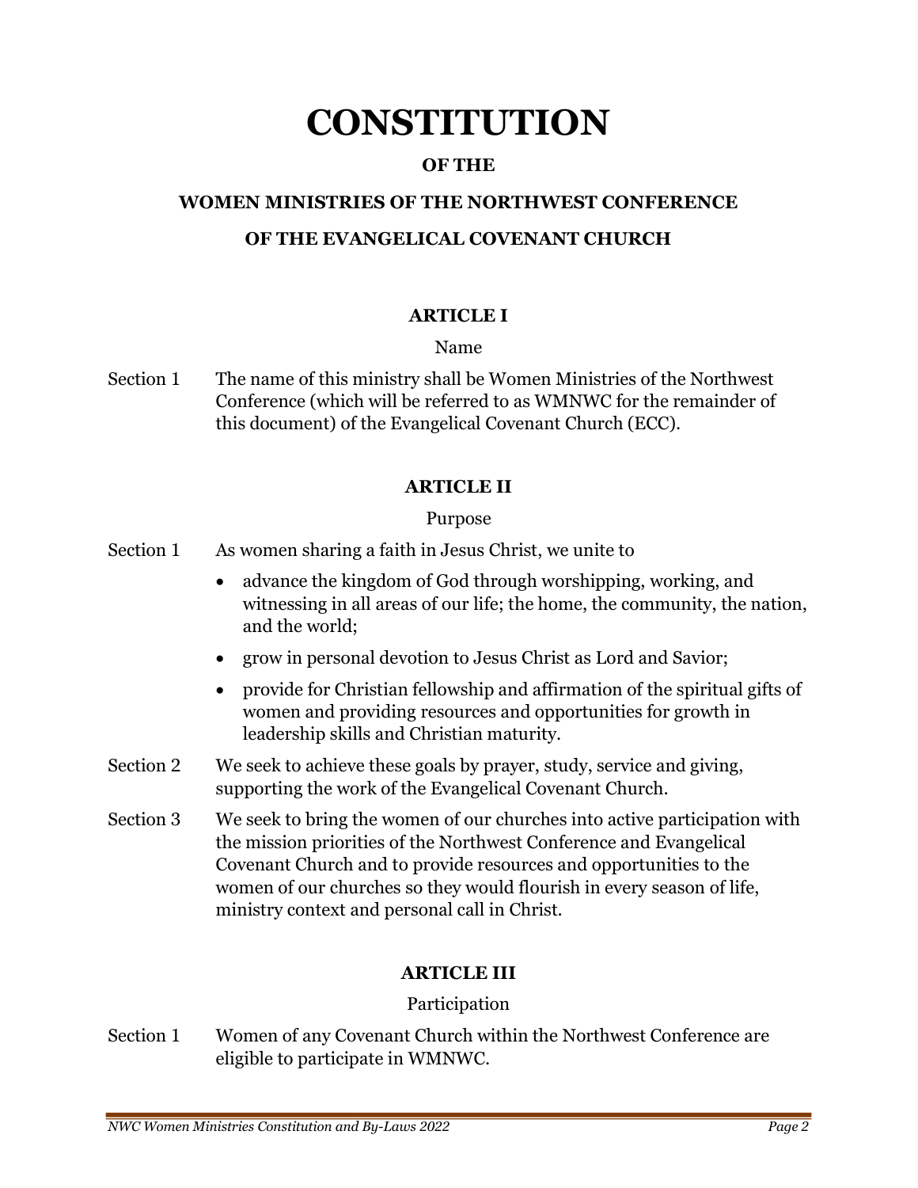# CONSTITUTION

**OF THE**

**WOMEN MINISTRIES OF THE NORTHWEST CONFERENCE**

**OF THE EVANGELICAL COVENANT CHURCH**

## ARTICLE I

Name

Section 1 The name of this ministry shall be Women Ministries of the Northwest Conference (which will be referred to as WMNWC for the remainder of this document) of the Evangelical Covenant Church (ECC).

## ARTICLE II

Purpose

Section 1 As women sharing a faith in Jesus Christ, we unite to

- advance the kingdom of God through worshipping, working, and witnessing in all areas of our life; the home, the community, the nation, and the world;
- grow in personal devotion to Jesus Christ as Lord and Savior;
- provide for Christian fellowship and affirmation of the spiritual gifts of women and providing resources and opportunities for growth in leadership skills and Christian maturity.

Section 2 We seek to achieve these goals by prayer, study, service and giving, supporting the work of the Evangelical Covenant Church.

Section 3 We seek to bring the women of our churches into active participation with the mission priorities of the Northwest Conference and Evangelical Covenant Church and to provide resources and opportunities to the women of our churches so they would flourish in every season of life, ministry context and personal call in Christ.

## ARTICLE III

Participation

Section 1 Women of any Covenant Church within the Northwest Conference are eligible to participate in WMNWC.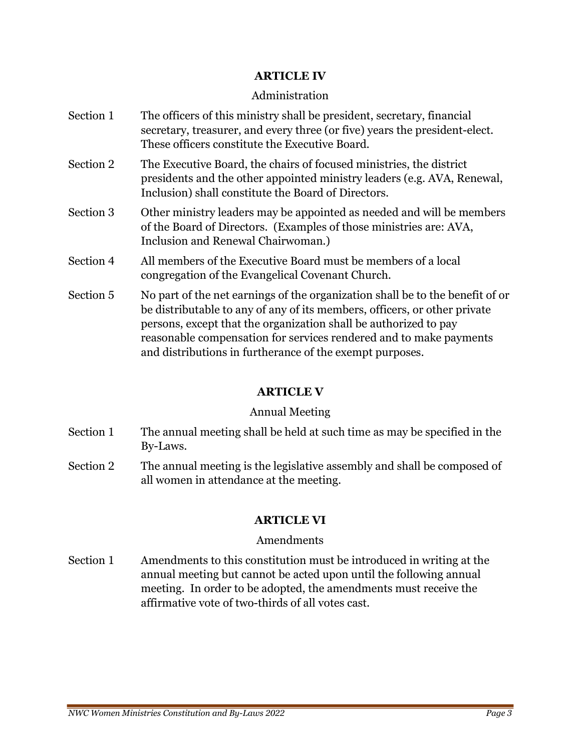## ARTICLE IV

Administration

Section 1 The officers of this ministry shall be president, secretary, financial secretary, treasurer, and every three (or five) years the president-elect. These officers constitute the Executive Board.

Section 2 The Executive Board, the chairs of focused ministries, the district presidents and the other appointed ministry leaders (e.g. AVA, Renewal, Inclusion) shall constitute the Board of Directors.

Section 3 Other ministry leaders may be appointed as needed and will be members of the Board of Directors. (Examples of those ministries are: AVA, Inclusion and Renewal Chairwoman.)

Section 4 All members of the Executive Board must be members of a local congregation of the Evangelical Covenant Church.

Section 5 No part of the net earnings of the organization shall be to the benefit of or be distributable to any of any of its members, officers, or other private persons, except that the organization shall be authorized to pay reasonable compensation for services rendered and to make payments and distributions in furtherance of the exempt purposes.

## ARTICLE V

Annual Meeting

Section 1 The annual meeting shall be held at such time as may be specified in the By-Laws.

Section 2 The annual meeting is the legislative assembly and shall be composed of all women in attendance at the meeting.

## ARTICLE VI

Amendments

Section 1 Amendments to this constitution must be introduced in writing at the annual meeting but cannot be acted upon until the following annual meeting. In order to be adopted, the amendments must receive the affirmative vote of two-thirds of all votes cast.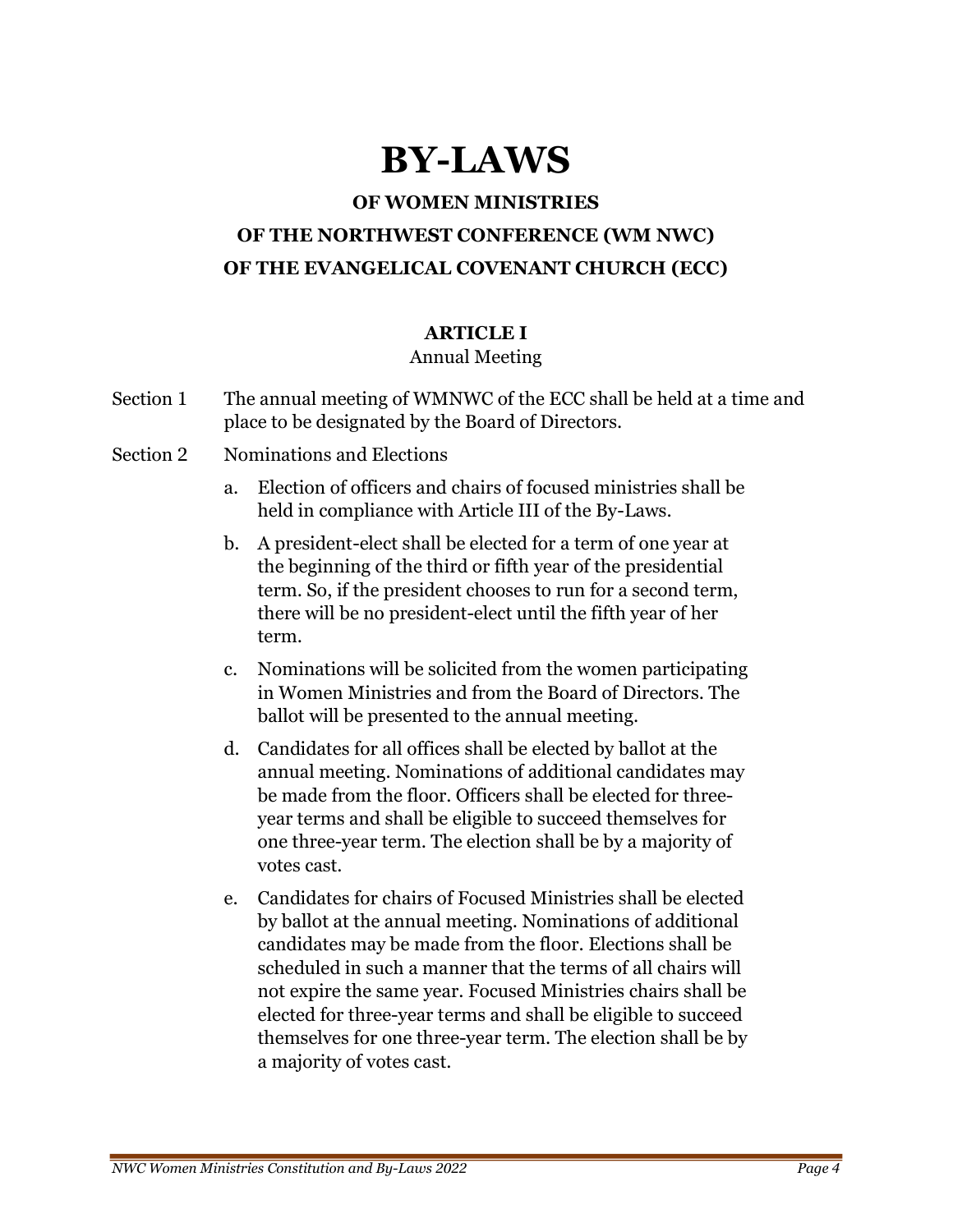# BY-LAWS

## OF WOMEN MINISTRIES
## OF THE NORTHWEST CONFERENCE (WM NWC)
## OF THE EVANGELICAL COVENANT CHURCH (ECC)

### ARTICLE I

Annual Meeting

Section 1 The annual meeting of WMNWC of the ECC shall be held at a time and place to be designated by the Board of Directors.

Section 2 Nominations and Elections

a. Election of officers and chairs of focused ministries shall be held in compliance with Article III of the By-Laws.

b. A president-elect shall be elected for a term of one year at the beginning of the third or fifth year of the presidential term. So, if the president chooses to run for a second term, there will be no president-elect until the fifth year of her term.

c. Nominations will be solicited from the women participating in Women Ministries and from the Board of Directors. The ballot will be presented to the annual meeting.

d. Candidates for all offices shall be elected by ballot at the annual meeting. Nominations of additional candidates may be made from the floor. Officers shall be elected for three-year terms and shall be eligible to succeed themselves for one three-year term. The election shall be by a majority of votes cast.

e. Candidates for chairs of Focused Ministries shall be elected by ballot at the annual meeting. Nominations of additional candidates may be made from the floor. Elections shall be scheduled in such a manner that the terms of all chairs will not expire the same year. Focused Ministries chairs shall be elected for three-year terms and shall be eligible to succeed themselves for one three-year term. The election shall be by a majority of votes cast.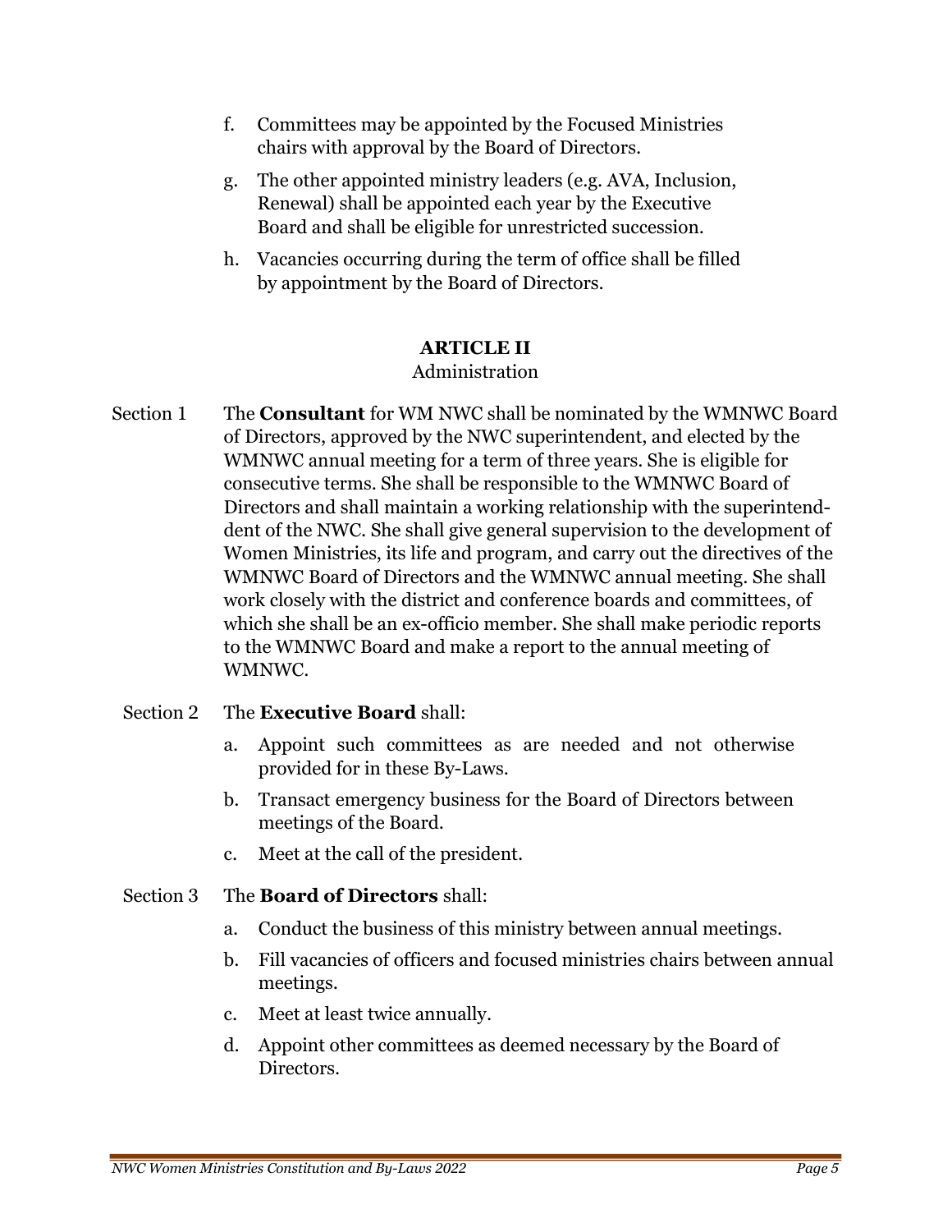f. Committees may be appointed by the Focused Ministries chairs with approval by the Board of Directors.

g. The other appointed ministry leaders (e.g. AVA, Inclusion, Renewal) shall be appointed each year by the Executive Board and shall be eligible for unrestricted succession.

h. Vacancies occurring during the term of office shall be filled by appointment by the Board of Directors.

## ARTICLE II
Administration

Section 1 The **Consultant** for WM NWC shall be nominated by the WMNWC Board of Directors, approved by the NWC superintendent, and elected by the WMNWC annual meeting for a term of three years. She is eligible for consecutive terms. She shall be responsible to the WMNWC Board of Directors and shall maintain a working relationship with the superintendent of the NWC. She shall give general supervision to the development of Women Ministries, its life and program, and carry out the directives of the WMNWC Board of Directors and the WMNWC annual meeting. She shall work closely with the district and conference boards and committees, of which she shall be an ex-officio member. She shall make periodic reports to the WMNWC Board and make a report to the annual meeting of WMNWC.

Section 2 The **Executive Board** shall:

a. Appoint such committees as are needed and not otherwise provided for in these By-Laws.

b. Transact emergency business for the Board of Directors between meetings of the Board.

c. Meet at the call of the president.

Section 3 The **Board of Directors** shall:

a. Conduct the business of this ministry between annual meetings.

b. Fill vacancies of officers and focused ministries chairs between annual meetings.

c. Meet at least twice annually.

d. Appoint other committees as deemed necessary by the Board of Directors.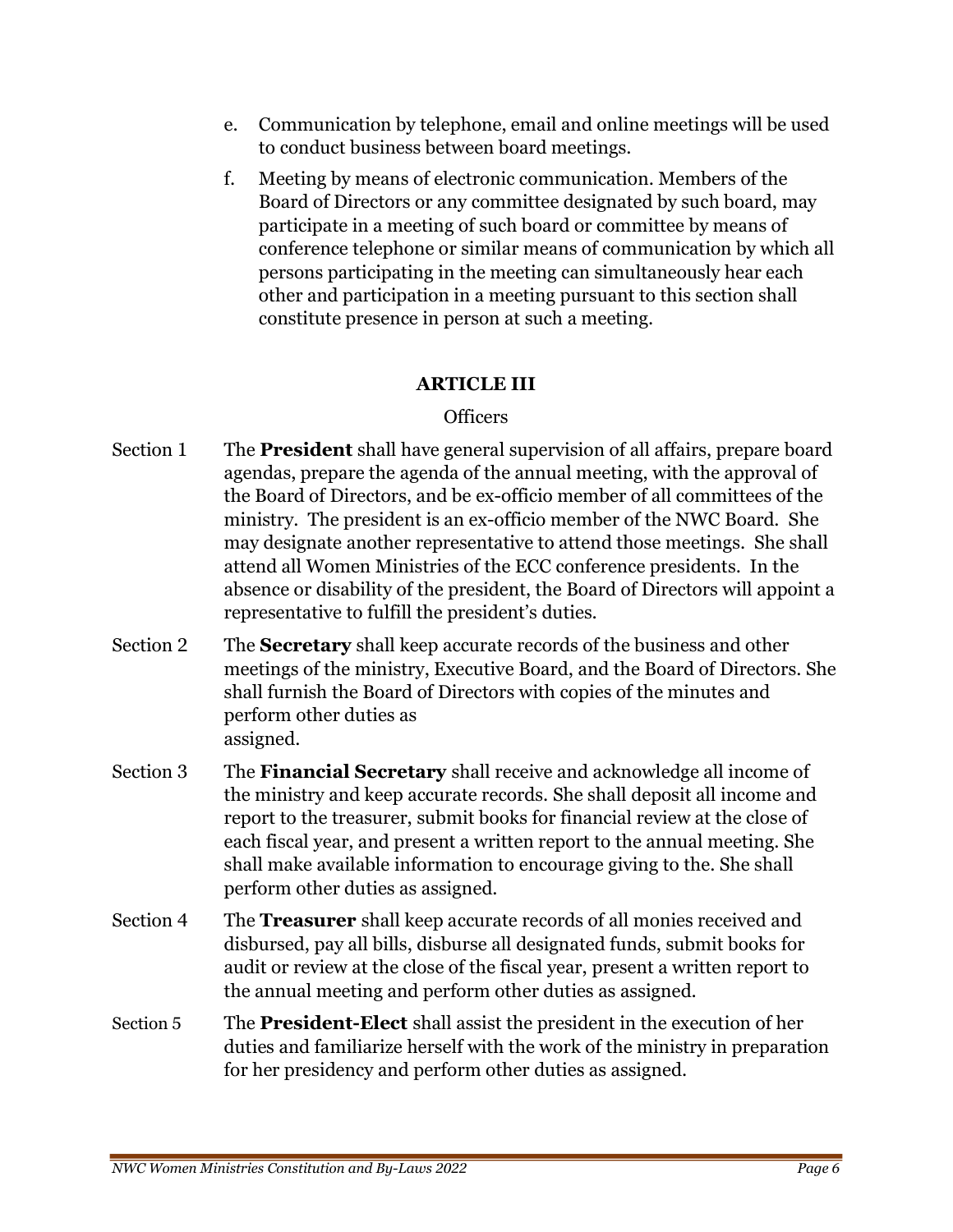e. Communication by telephone, email and online meetings will be used to conduct business between board meetings.

f. Meeting by means of electronic communication. Members of the Board of Directors or any committee designated by such board, may participate in a meeting of such board or committee by means of conference telephone or similar means of communication by which all persons participating in the meeting can simultaneously hear each other and participation in a meeting pursuant to this section shall constitute presence in person at such a meeting.

## ARTICLE III

Officers

Section 1 The **President** shall have general supervision of all affairs, prepare board agendas, prepare the agenda of the annual meeting, with the approval of the Board of Directors, and be ex-officio member of all committees of the ministry. The president is an ex-officio member of the NWC Board. She may designate another representative to attend those meetings. She shall attend all Women Ministries of the ECC conference presidents. In the absence or disability of the president, the Board of Directors will appoint a representative to fulfill the president's duties.

Section 2 The **Secretary** shall keep accurate records of the business and other meetings of the ministry, Executive Board, and the Board of Directors. She shall furnish the Board of Directors with copies of the minutes and perform other duties as assigned.

Section 3 The **Financial Secretary** shall receive and acknowledge all income of the ministry and keep accurate records. She shall deposit all income and report to the treasurer, submit books for financial review at the close of each fiscal year, and present a written report to the annual meeting. She shall make available information to encourage giving to the. She shall perform other duties as assigned.

Section 4 The **Treasurer** shall keep accurate records of all monies received and disbursed, pay all bills, disburse all designated funds, submit books for audit or review at the close of the fiscal year, present a written report to the annual meeting and perform other duties as assigned.

Section 5 The **President-Elect** shall assist the president in the execution of her duties and familiarize herself with the work of the ministry in preparation for her presidency and perform other duties as assigned.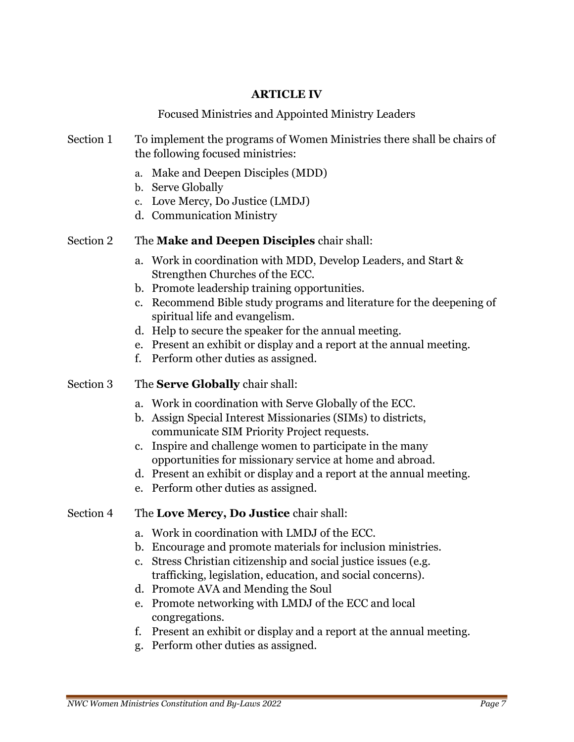## ARTICLE IV

Focused Ministries and Appointed Ministry Leaders

Section 1 To implement the programs of Women Ministries there shall be chairs of the following focused ministries:

a. Make and Deepen Disciples (MDD)
b. Serve Globally
c. Love Mercy, Do Justice (LMDJ)
d. Communication Ministry

Section 2 The **Make and Deepen Disciples** chair shall:

a. Work in coordination with MDD, Develop Leaders, and Start & Strengthen Churches of the ECC.
b. Promote leadership training opportunities.
c. Recommend Bible study programs and literature for the deepening of spiritual life and evangelism.
d. Help to secure the speaker for the annual meeting.
e. Present an exhibit or display and a report at the annual meeting.
f. Perform other duties as assigned.

Section 3 The **Serve Globally** chair shall:

a. Work in coordination with Serve Globally of the ECC.
b. Assign Special Interest Missionaries (SIMs) to districts, communicate SIM Priority Project requests.
c. Inspire and challenge women to participate in the many opportunities for missionary service at home and abroad.
d. Present an exhibit or display and a report at the annual meeting.
e. Perform other duties as assigned.

Section 4 The **Love Mercy, Do Justice** chair shall:

a. Work in coordination with LMDJ of the ECC.
b. Encourage and promote materials for inclusion ministries.
c. Stress Christian citizenship and social justice issues (e.g. trafficking, legislation, education, and social concerns).
d. Promote AVA and Mending the Soul
e. Promote networking with LMDJ of the ECC and local congregations.
f. Present an exhibit or display and a report at the annual meeting.
g. Perform other duties as assigned.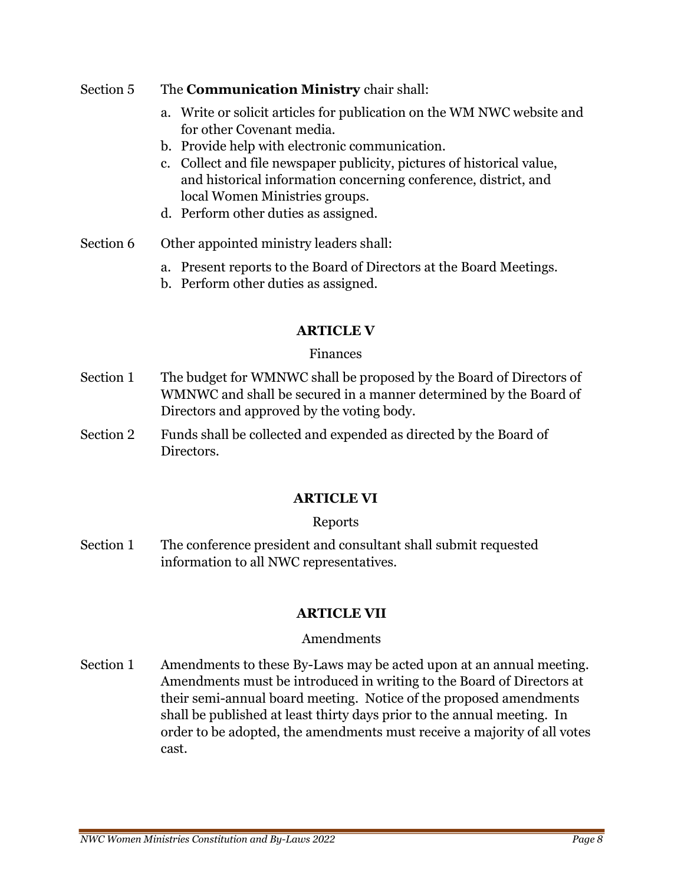Section 5 The **Communication Ministry** chair shall:

a. Write or solicit articles for publication on the WM NWC website and for other Covenant media.
b. Provide help with electronic communication.
c. Collect and file newspaper publicity, pictures of historical value, and historical information concerning conference, district, and local Women Ministries groups.
d. Perform other duties as assigned.

Section 6 Other appointed ministry leaders shall:

a. Present reports to the Board of Directors at the Board Meetings.
b. Perform other duties as assigned.

## ARTICLE V

Finances

Section 1 The budget for WMNWC shall be proposed by the Board of Directors of WMNWC and shall be secured in a manner determined by the Board of Directors and approved by the voting body.

Section 2 Funds shall be collected and expended as directed by the Board of Directors.

## ARTICLE VI

Reports

Section 1 The conference president and consultant shall submit requested information to all NWC representatives.

## ARTICLE VII

Amendments

Section 1 Amendments to these By-Laws may be acted upon at an annual meeting. Amendments must be introduced in writing to the Board of Directors at their semi-annual board meeting. Notice of the proposed amendments shall be published at least thirty days prior to the annual meeting. In order to be adopted, the amendments must receive a majority of all votes cast.